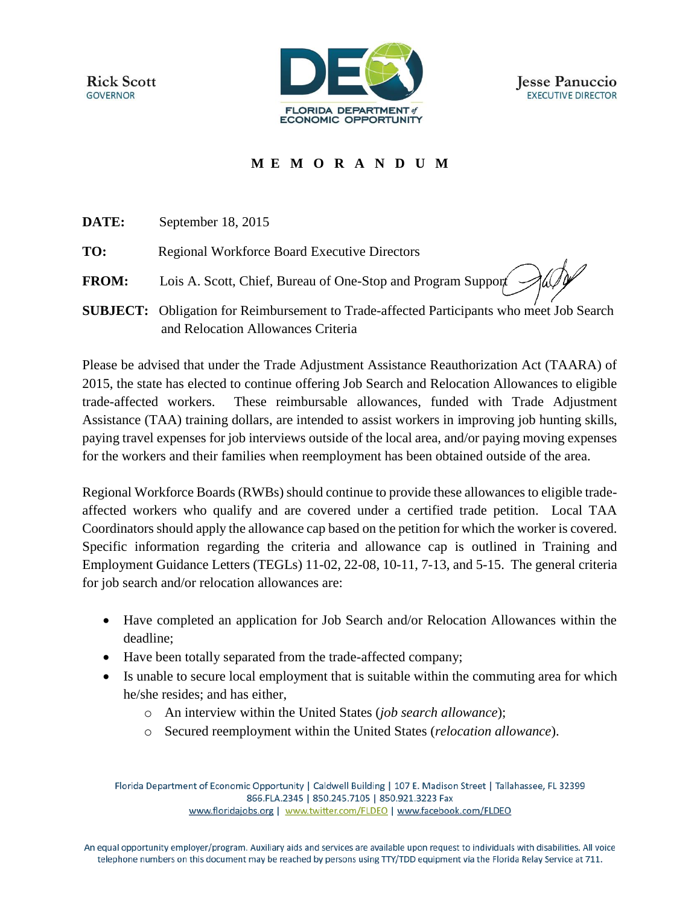Rick Scott
GOVERNOR

FLORIDA DEPARTMENT of ECONOMIC OPPORTUNITY

Jesse Panuccio
EXECUTIVE DIRECTOR

# M E M O R A N D U M

**DATE:** September 18, 2015

**TO:** Regional Workforce Board Executive Directors

**FROM:** Lois A. Scott, Chief, Bureau of One-Stop and Program Support

**SUBJECT:** Obligation for Reimbursement to Trade-affected Participants who meet Job Search and Relocation Allowances Criteria

Please be advised that under the Trade Adjustment Assistance Reauthorization Act (TAARA) of 2015, the state has elected to continue offering Job Search and Relocation Allowances to eligible trade-affected workers. These reimbursable allowances, funded with Trade Adjustment Assistance (TAA) training dollars, are intended to assist workers in improving job hunting skills, paying travel expenses for job interviews outside of the local area, and/or paying moving expenses for the workers and their families when reemployment has been obtained outside of the area.

Regional Workforce Boards (RWBs) should continue to provide these allowances to eligible trade-affected workers who qualify and are covered under a certified trade petition. Local TAA Coordinators should apply the allowance cap based on the petition for which the worker is covered. Specific information regarding the criteria and allowance cap is outlined in Training and Employment Guidance Letters (TEGLs) 11-02, 22-08, 10-11, 7-13, and 5-15. The general criteria for job search and/or relocation allowances are:

- Have completed an application for Job Search and/or Relocation Allowances within the deadline;
- Have been totally separated from the trade-affected company;
- Is unable to secure local employment that is suitable within the commuting area for which he/she resides; and has either,
    - An interview within the United States (*job search allowance*);
    - Secured reemployment within the United States (*relocation allowance*).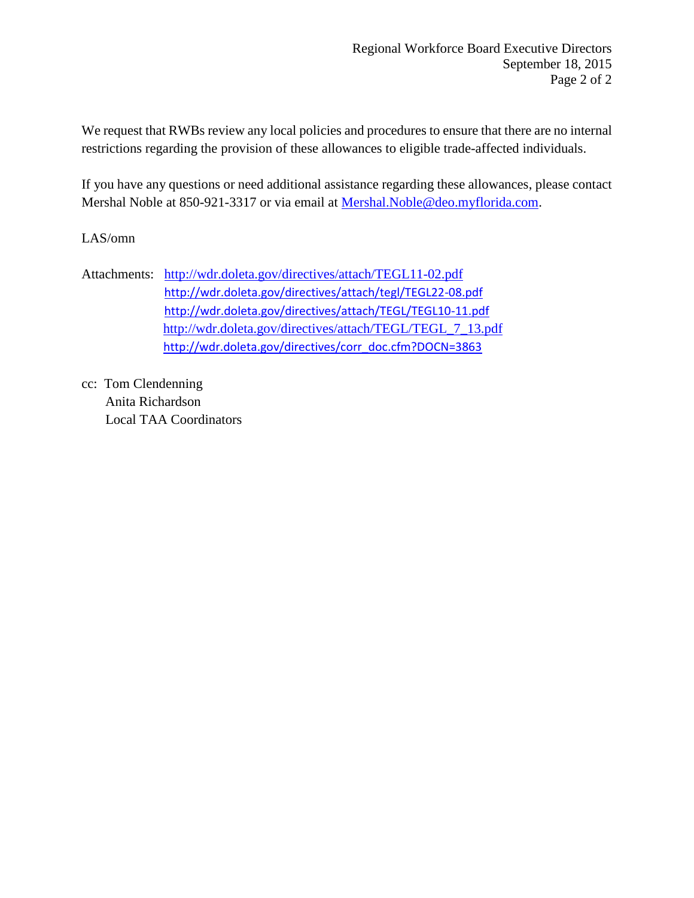We request that RWBs review any local policies and procedures to ensure that there are no internal restrictions regarding the provision of these allowances to eligible trade-affected individuals.

If you have any questions or need additional assistance regarding these allowances, please contact Mershal Noble at 850-921-3317 or via email at Mershal.Noble@deo.myflorida.com.

LAS/omn

Attachments: http://wdr.doleta.gov/directives/attach/TEGL11-02.pdf
http://wdr.doleta.gov/directives/attach/tegl/TEGL22-08.pdf
http://wdr.doleta.gov/directives/attach/TEGL/TEGL10-11.pdf
http://wdr.doleta.gov/directives/attach/TEGL/TEGL_7_13.pdf
http://wdr.doleta.gov/directives/corr_doc.cfm?DOCN=3863

cc: Tom Clendenning
Anita Richardson
Local TAA Coordinators